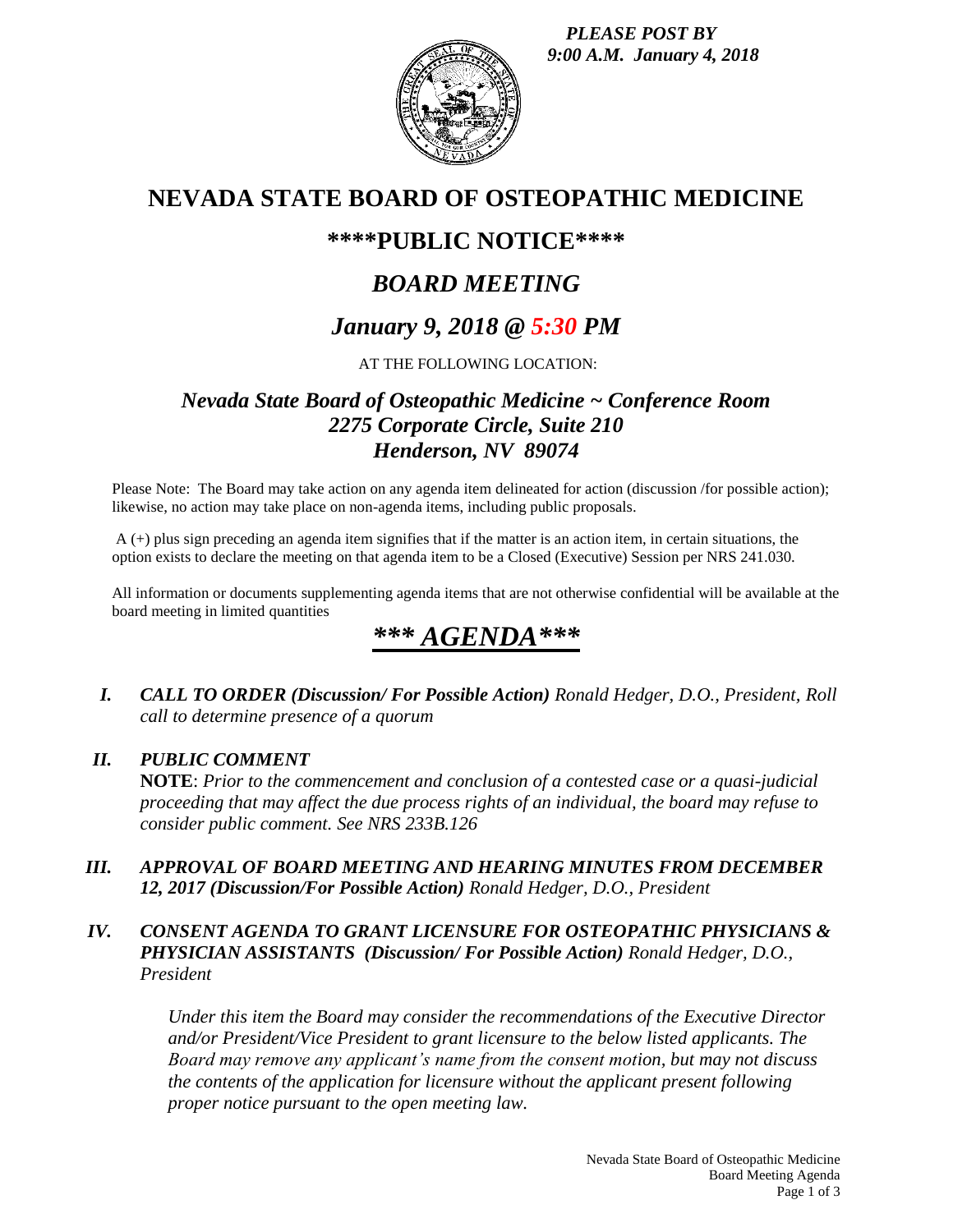*PLEASE POST BY 9:00 A.M. January 4, 2018*

# NEVADA STATE BOARD OF OSTEOPATHIC MEDICINE

## \*\*\*\*PUBLIC NOTICE\*\*\*\*

## *BOARD MEETING*

## *January 9, 2018 @ 5:30 PM*

AT THE FOLLOWING LOCATION:

### *Nevada State Board of Osteopathic Medicine ~ Conference Room*
### *2275 Corporate Circle, Suite 210*
### *Henderson, NV 89074*

Please Note: The Board may take action on any agenda item delineated for action (discussion /for possible action); likewise, no action may take place on non-agenda items, including public proposals.

A (+) plus sign preceding an agenda item signifies that if the matter is an action item, in certain situations, the option exists to declare the meeting on that agenda item to be a Closed (Executive) Session per NRS 241.030.

All information or documents supplementing agenda items that are not otherwise confidential will be available at the board meeting in limited quantities

## *\*\*\* AGENDA\*\*\**

I. ***CALL TO ORDER (Discussion/ For Possible Action)*** *Ronald Hedger, D.O., President, Roll call to determine presence of a quorum*

II. ***PUBLIC COMMENT***
**NOTE**: *Prior to the commencement and conclusion of a contested case or a quasi-judicial proceeding that may affect the due process rights of an individual, the board may refuse to consider public comment. See NRS 233B.126*

III. ***APPROVAL OF BOARD MEETING AND HEARING MINUTES FROM DECEMBER 12, 2017 (Discussion/For Possible Action)*** *Ronald Hedger, D.O., President*

IV. ***CONSENT AGENDA TO GRANT LICENSURE FOR OSTEOPATHIC PHYSICIANS & PHYSICIAN ASSISTANTS (Discussion/ For Possible Action)*** *Ronald Hedger, D.O., President*

*Under this item the Board may consider the recommendations of the Executive Director and/or President/Vice President to grant licensure to the below listed applicants. The Board may remove any applicant's name from the consent motion, but may not discuss the contents of the application for licensure without the applicant present following proper notice pursuant to the open meeting law.*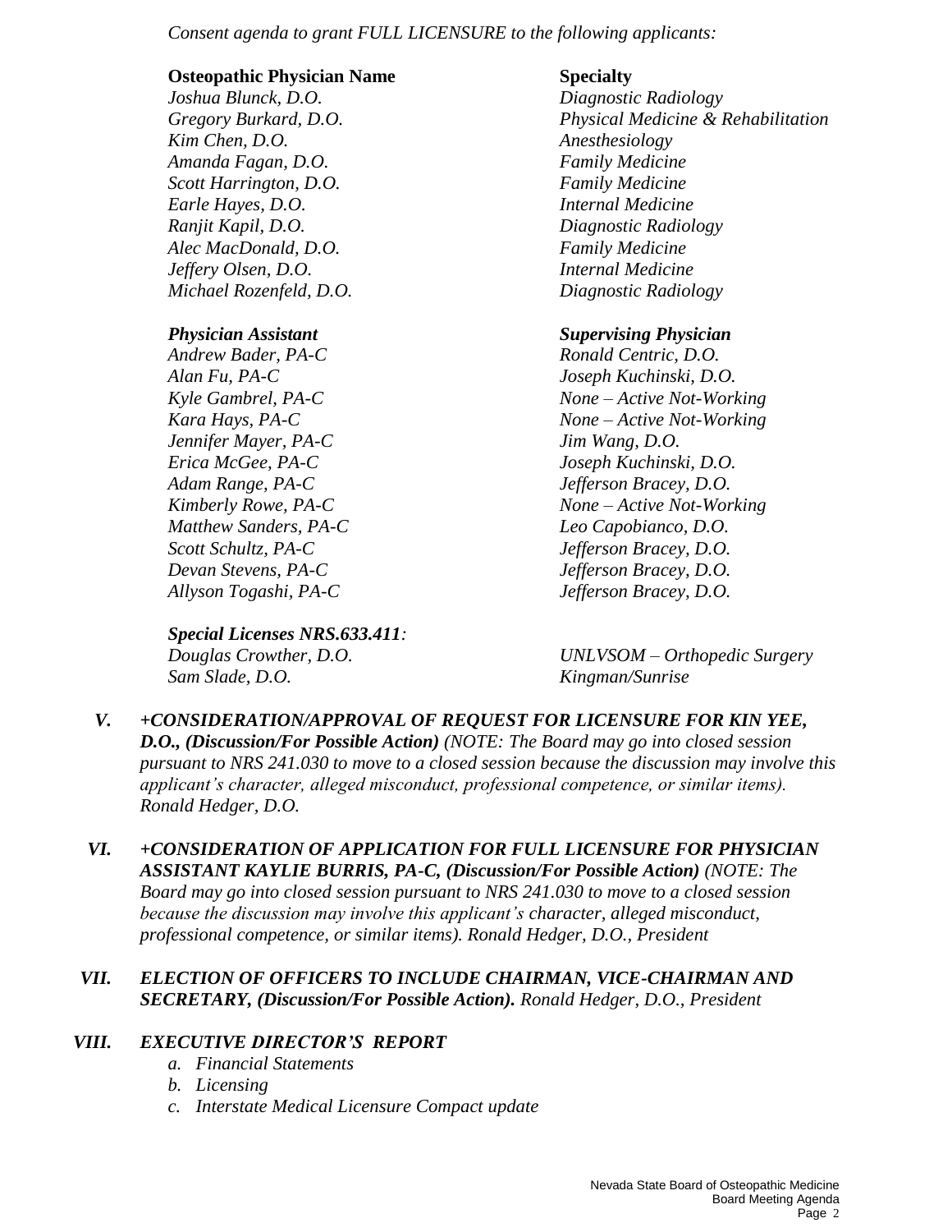*Consent agenda to grant FULL LICENSURE to the following applicants:*

| **Osteopathic Physician Name** | **Specialty** |
| --- | --- |
| *Joshua Blunck, D.O.* | *Diagnostic Radiology* |
| *Gregory Burkard, D.O.* | *Physical Medicine & Rehabilitation* |
| *Kim Chen, D.O.* | *Anesthesiology* |
| *Amanda Fagan, D.O.* | *Family Medicine* |
| *Scott Harrington, D.O.* | *Family Medicine* |
| *Earle Hayes, D.O.* | *Internal Medicine* |
| *Ranjit Kapil, D.O.* | *Diagnostic Radiology* |
| *Alec MacDonald, D.O.* | *Family Medicine* |
| *Jeffery Olsen, D.O.* | *Internal Medicine* |
| *Michael Rozenfeld, D.O.* | *Diagnostic Radiology* |

| ***Physician Assistant*** | ***Supervising Physician*** |
| --- | --- |
| *Andrew Bader, PA-C* | *Ronald Centric, D.O.* |
| *Alan Fu, PA-C* | *Joseph Kuchinski, D.O.* |
| *Kyle Gambrel, PA-C* | *None – Active Not-Working* |
| *Kara Hays, PA-C* | *None – Active Not-Working* |
| *Jennifer Mayer, PA-C* | *Jim Wang, D.O.* |
| *Erica McGee, PA-C* | *Joseph Kuchinski, D.O.* |
| *Adam Range, PA-C* | *Jefferson Bracey, D.O.* |
| *Kimberly Rowe, PA-C* | *None – Active Not-Working* |
| *Matthew Sanders, PA-C* | *Leo Capobianco, D.O.* |
| *Scott Schultz, PA-C* | *Jefferson Bracey, D.O.* |
| *Devan Stevens, PA-C* | *Jefferson Bracey, D.O.* |
| *Allyson Togashi, PA-C* | *Jefferson Bracey, D.O.* |

***Special Licenses NRS.633.411:***

| | |
| --- | --- |
| *Douglas Crowther, D.O.* | *UNLVSOM – Orthopedic Surgery* |
| *Sam Slade, D.O.* | *Kingman/Sunrise* |

**V.** ***+CONSIDERATION/APPROVAL OF REQUEST FOR LICENSURE FOR KIN YEE, D.O., (Discussion/For Possible Action)*** *(NOTE: The Board may go into closed session pursuant to NRS 241.030 to move to a closed session because the discussion may involve this applicant's character, alleged misconduct, professional competence, or similar items). Ronald Hedger, D.O.*

**VI.** ***+CONSIDERATION OF APPLICATION FOR FULL LICENSURE FOR PHYSICIAN ASSISTANT KAYLIE BURRIS, PA-C, (Discussion/For Possible Action)*** *(NOTE: The Board may go into closed session pursuant to NRS 241.030 to move to a closed session because the discussion may involve this applicant's character, alleged misconduct, professional competence, or similar items). Ronald Hedger, D.O., President*

**VII.** ***ELECTION OF OFFICERS TO INCLUDE CHAIRMAN, VICE-CHAIRMAN AND SECRETARY, (Discussion/For Possible Action).*** *Ronald Hedger, D.O., President*

**VIII.** ***EXECUTIVE DIRECTOR'S REPORT***

*a. Financial Statements*
*b. Licensing*
*c. Interstate Medical Licensure Compact update*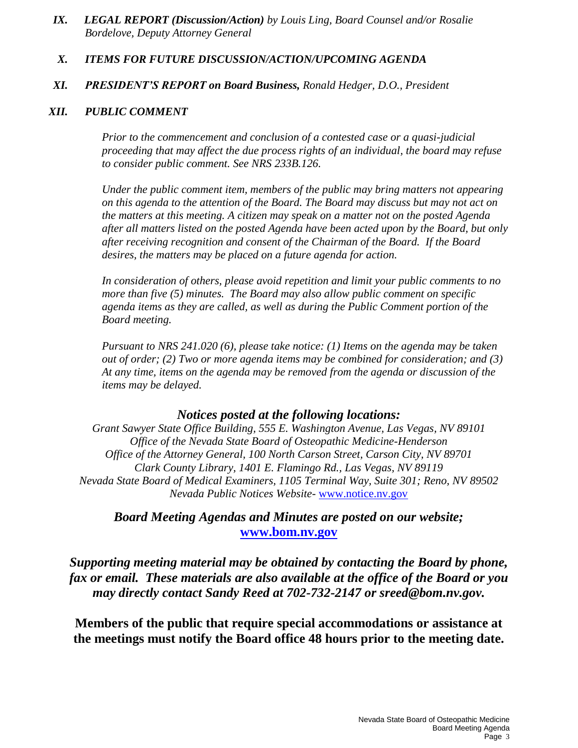*IX.* ***LEGAL REPORT (Discussion/Action)*** *by Louis Ling, Board Counsel and/or Rosalie Bordelove, Deputy Attorney General*

*X.* ***ITEMS FOR FUTURE DISCUSSION/ACTION/UPCOMING AGENDA***

*XI.* ***PRESIDENT'S REPORT on Board Business,*** *Ronald Hedger, D.O., President*

*XII.* ***PUBLIC COMMENT***

*Prior to the commencement and conclusion of a contested case or a quasi-judicial proceeding that may affect the due process rights of an individual, the board may refuse to consider public comment. See NRS 233B.126.*

*Under the public comment item, members of the public may bring matters not appearing on this agenda to the attention of the Board. The Board may discuss but may not act on the matters at this meeting. A citizen may speak on a matter not on the posted Agenda after all matters listed on the posted Agenda have been acted upon by the Board, but only after receiving recognition and consent of the Chairman of the Board. If the Board desires, the matters may be placed on a future agenda for action.*

*In consideration of others, please avoid repetition and limit your public comments to no more than five (5) minutes. The Board may also allow public comment on specific agenda items as they are called, as well as during the Public Comment portion of the Board meeting.*

*Pursuant to NRS 241.020 (6), please take notice: (1) Items on the agenda may be taken out of order; (2) Two or more agenda items may be combined for consideration; and (3) At any time, items on the agenda may be removed from the agenda or discussion of the items may be delayed.*

***Notices posted at the following locations:***

*Grant Sawyer State Office Building, 555 E. Washington Avenue, Las Vegas, NV 89101*
*Office of the Nevada State Board of Osteopathic Medicine-Henderson*
*Office of the Attorney General, 100 North Carson Street, Carson City, NV 89701*
*Clark County Library, 1401 E. Flamingo Rd., Las Vegas, NV 89119*
*Nevada State Board of Medical Examiners, 1105 Terminal Way, Suite 301; Reno, NV 89502*
*Nevada Public Notices Website-* www.notice.nv.gov

***Board Meeting Agendas and Minutes are posted on our website;***
**www.bom.nv.gov**

***Supporting meeting material may be obtained by contacting the Board by phone, fax or email. These materials are also available at the office of the Board or you may directly contact Sandy Reed at 702-732-2147 or sreed@bom.nv.gov.***

**Members of the public that require special accommodations or assistance at the meetings must notify the Board office 48 hours prior to the meeting date.**